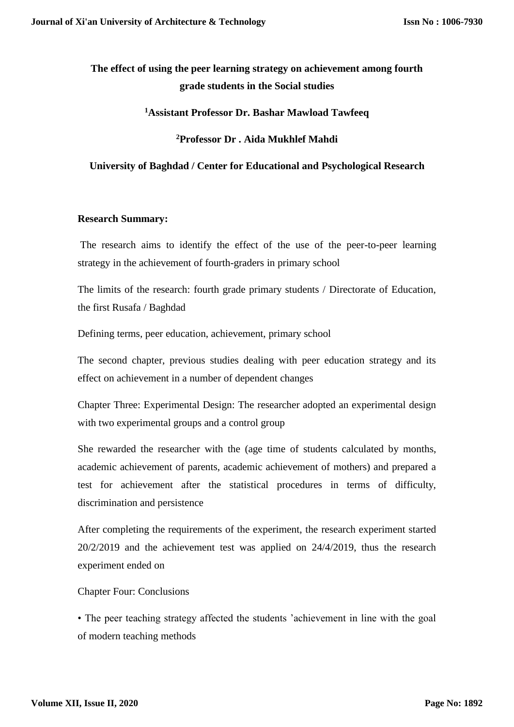# The effect of using the peer learning strategy on achievement among fourth grade students in the Social studies

**[1]Assistant Professor Dr. Bashar Mawload Tawfeeq**

**[2]Professor Dr . Aida Mukhlef Mahdi**

**University of Baghdad / Center for Educational and Psychological Research**

## Research Summary:

The research aims to identify the effect of the use of the peer-to-peer learning strategy in the achievement of fourth-graders in primary school

The limits of the research: fourth grade primary students / Directorate of Education, the first Rusafa / Baghdad

Defining terms, peer education, achievement, primary school

The second chapter, previous studies dealing with peer education strategy and its effect on achievement in a number of dependent changes

Chapter Three: Experimental Design: The researcher adopted an experimental design with two experimental groups and a control group

She rewarded the researcher with the (age time of students calculated by months, academic achievement of parents, academic achievement of mothers) and prepared a test for achievement after the statistical procedures in terms of difficulty, discrimination and persistence

After completing the requirements of the experiment, the research experiment started 20/2/2019 and the achievement test was applied on 24/4/2019, thus the research experiment ended on

Chapter Four: Conclusions

- The peer teaching strategy affected the students 'achievement in line with the goal of modern teaching methods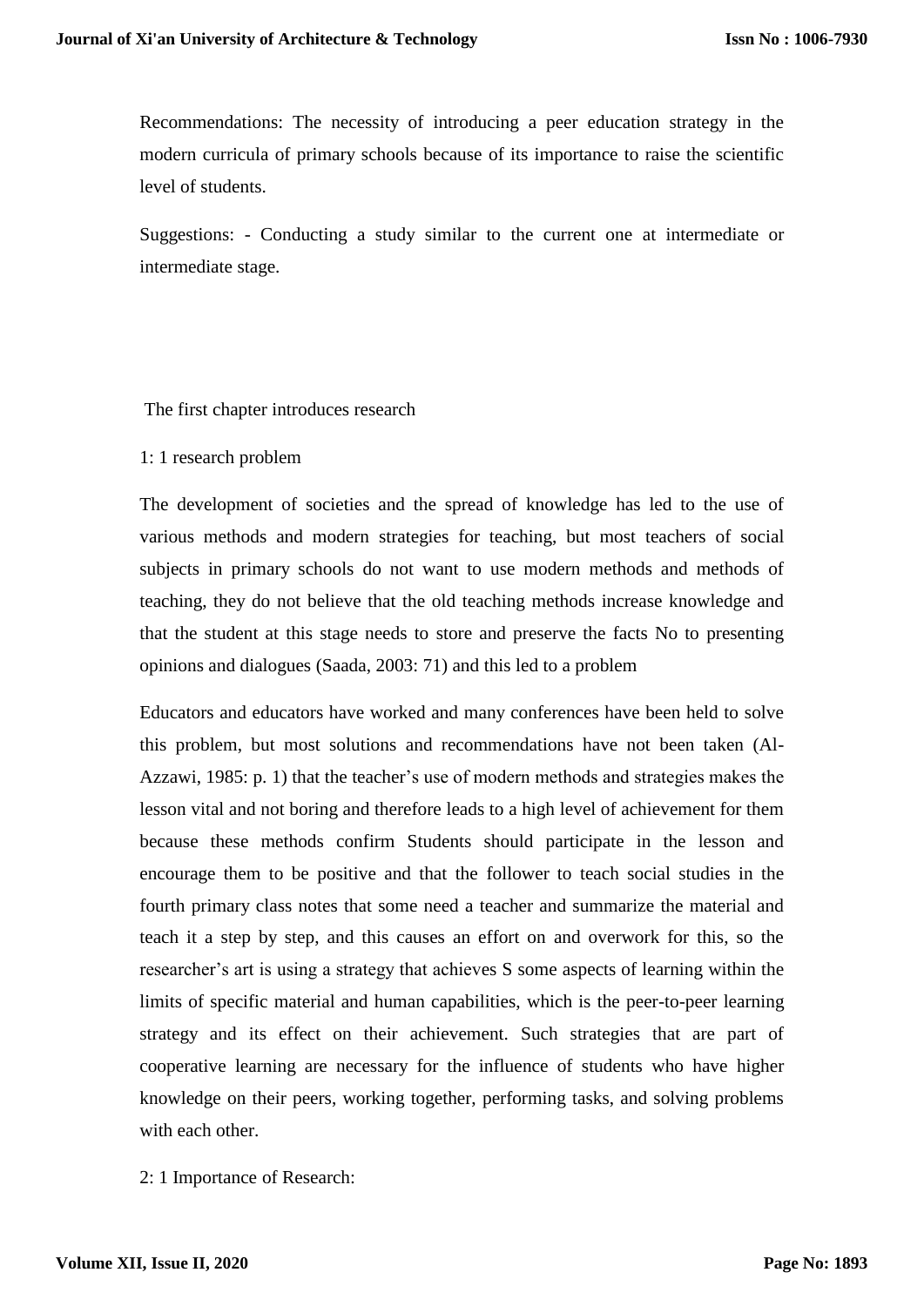Recommendations: The necessity of introducing a peer education strategy in the modern curricula of primary schools because of its importance to raise the scientific level of students.

Suggestions: - Conducting a study similar to the current one at intermediate or intermediate stage.

## The first chapter introduces research

### 1: 1 research problem

The development of societies and the spread of knowledge has led to the use of various methods and modern strategies for teaching, but most teachers of social subjects in primary schools do not want to use modern methods and methods of teaching, they do not believe that the old teaching methods increase knowledge and that the student at this stage needs to store and preserve the facts No to presenting opinions and dialogues (Saada, 2003: 71) and this led to a problem

Educators and educators have worked and many conferences have been held to solve this problem, but most solutions and recommendations have not been taken (Al-Azzawi, 1985: p. 1) that the teacher's use of modern methods and strategies makes the lesson vital and not boring and therefore leads to a high level of achievement for them because these methods confirm Students should participate in the lesson and encourage them to be positive and that the follower to teach social studies in the fourth primary class notes that some need a teacher and summarize the material and teach it a step by step, and this causes an effort on and overwork for this, so the researcher's art is using a strategy that achieves S some aspects of learning within the limits of specific material and human capabilities, which is the peer-to-peer learning strategy and its effect on their achievement. Such strategies that are part of cooperative learning are necessary for the influence of students who have higher knowledge on their peers, working together, performing tasks, and solving problems with each other.

### 2: 1 Importance of Research: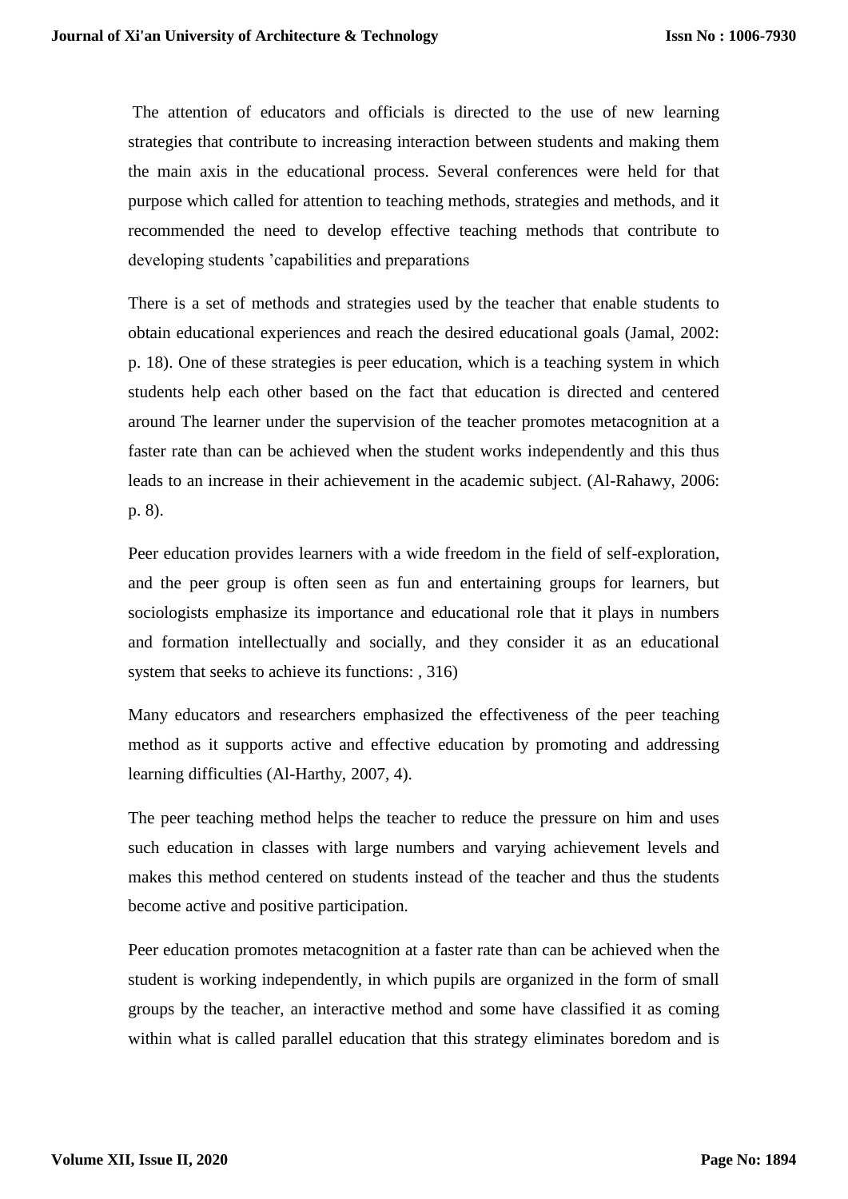The attention of educators and officials is directed to the use of new learning strategies that contribute to increasing interaction between students and making them the main axis in the educational process. Several conferences were held for that purpose which called for attention to teaching methods, strategies and methods, and it recommended the need to develop effective teaching methods that contribute to developing students 'capabilities and preparations

There is a set of methods and strategies used by the teacher that enable students to obtain educational experiences and reach the desired educational goals (Jamal, 2002: p. 18). One of these strategies is peer education, which is a teaching system in which students help each other based on the fact that education is directed and centered around The learner under the supervision of the teacher promotes metacognition at a faster rate than can be achieved when the student works independently and this thus leads to an increase in their achievement in the academic subject. (Al-Rahawy, 2006: p. 8).

Peer education provides learners with a wide freedom in the field of self-exploration, and the peer group is often seen as fun and entertaining groups for learners, but sociologists emphasize its importance and educational role that it plays in numbers and formation intellectually and socially, and they consider it as an educational system that seeks to achieve its functions: , 316)

Many educators and researchers emphasized the effectiveness of the peer teaching method as it supports active and effective education by promoting and addressing learning difficulties (Al-Harthy, 2007, 4).

The peer teaching method helps the teacher to reduce the pressure on him and uses such education in classes with large numbers and varying achievement levels and makes this method centered on students instead of the teacher and thus the students become active and positive participation.

Peer education promotes metacognition at a faster rate than can be achieved when the student is working independently, in which pupils are organized in the form of small groups by the teacher, an interactive method and some have classified it as coming within what is called parallel education that this strategy eliminates boredom and is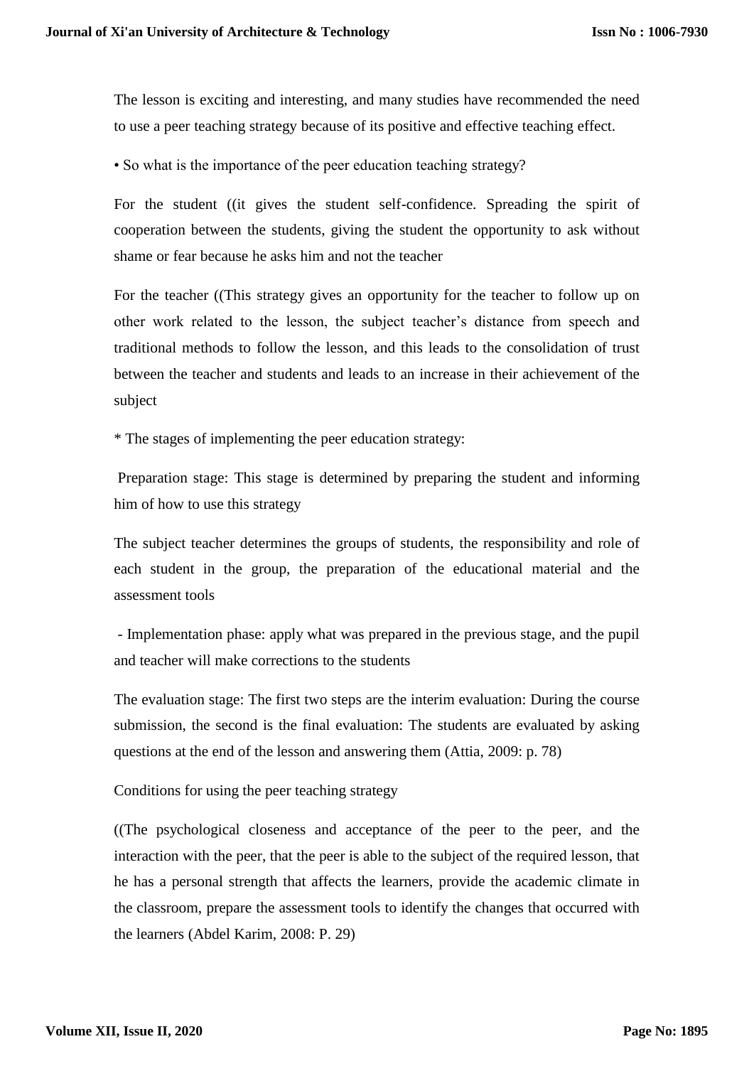The lesson is exciting and interesting, and many studies have recommended the need to use a peer teaching strategy because of its positive and effective teaching effect.

• So what is the importance of the peer education teaching strategy?

For the student ((it gives the student self-confidence. Spreading the spirit of cooperation between the students, giving the student the opportunity to ask without shame or fear because he asks him and not the teacher

For the teacher ((This strategy gives an opportunity for the teacher to follow up on other work related to the lesson, the subject teacher's distance from speech and traditional methods to follow the lesson, and this leads to the consolidation of trust between the teacher and students and leads to an increase in their achievement of the subject

* The stages of implementing the peer education strategy:

Preparation stage: This stage is determined by preparing the student and informing him of how to use this strategy

The subject teacher determines the groups of students, the responsibility and role of each student in the group, the preparation of the educational material and the assessment tools

- Implementation phase: apply what was prepared in the previous stage, and the pupil and teacher will make corrections to the students

The evaluation stage: The first two steps are the interim evaluation: During the course submission, the second is the final evaluation: The students are evaluated by asking questions at the end of the lesson and answering them (Attia, 2009: p. 78)

Conditions for using the peer teaching strategy

((The psychological closeness and acceptance of the peer to the peer, and the interaction with the peer, that the peer is able to the subject of the required lesson, that he has a personal strength that affects the learners, provide the academic climate in the classroom, prepare the assessment tools to identify the changes that occurred with the learners (Abdel Karim, 2008: P. 29)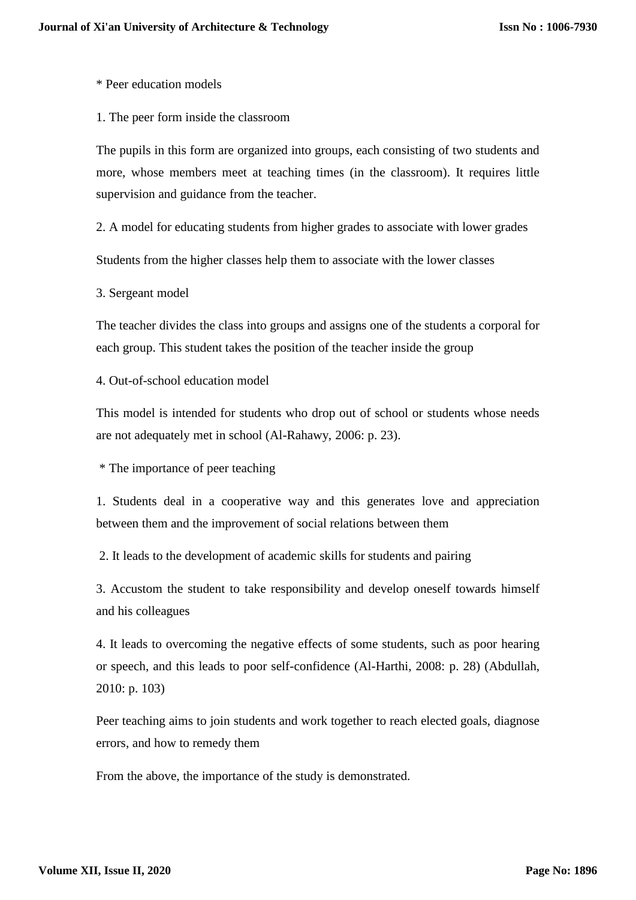* Peer education models

1. The peer form inside the classroom

The pupils in this form are organized into groups, each consisting of two students and more, whose members meet at teaching times (in the classroom). It requires little supervision and guidance from the teacher.

2. A model for educating students from higher grades to associate with lower grades

Students from the higher classes help them to associate with the lower classes

3. Sergeant model

The teacher divides the class into groups and assigns one of the students a corporal for each group. This student takes the position of the teacher inside the group

4. Out-of-school education model

This model is intended for students who drop out of school or students whose needs are not adequately met in school (Al-Rahawy, 2006: p. 23).

* The importance of peer teaching

1. Students deal in a cooperative way and this generates love and appreciation between them and the improvement of social relations between them

2. It leads to the development of academic skills for students and pairing

3. Accustom the student to take responsibility and develop oneself towards himself and his colleagues

4. It leads to overcoming the negative effects of some students, such as poor hearing or speech, and this leads to poor self-confidence (Al-Harthi, 2008: p. 28) (Abdullah, 2010: p. 103)

Peer teaching aims to join students and work together to reach elected goals, diagnose errors, and how to remedy them

From the above, the importance of the study is demonstrated.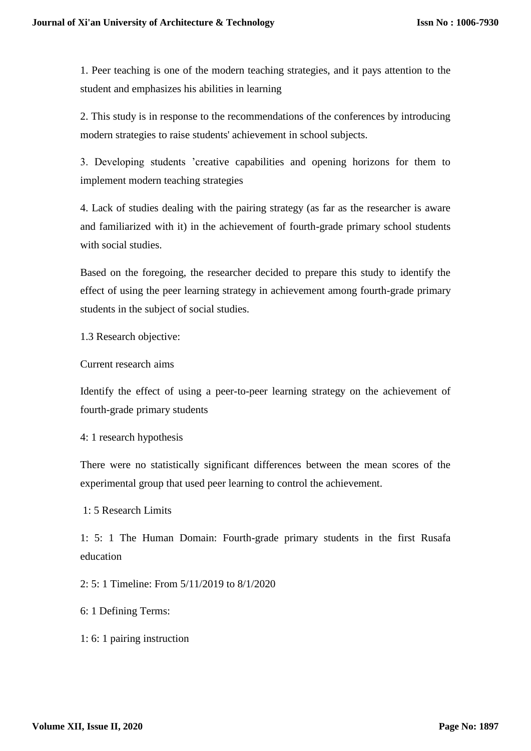1. Peer teaching is one of the modern teaching strategies, and it pays attention to the student and emphasizes his abilities in learning

2. This study is in response to the recommendations of the conferences by introducing modern strategies to raise students' achievement in school subjects.

3. Developing students 'creative capabilities and opening horizons for them to implement modern teaching strategies

4. Lack of studies dealing with the pairing strategy (as far as the researcher is aware and familiarized with it) in the achievement of fourth-grade primary school students with social studies.

Based on the foregoing, the researcher decided to prepare this study to identify the effect of using the peer learning strategy in achievement among fourth-grade primary students in the subject of social studies.

1.3 Research objective:

Current research aims

Identify the effect of using a peer-to-peer learning strategy on the achievement of fourth-grade primary students

4: 1 research hypothesis

There were no statistically significant differences between the mean scores of the experimental group that used peer learning to control the achievement.

1: 5 Research Limits

1: 5: 1 The Human Domain: Fourth-grade primary students in the first Rusafa education

2: 5: 1 Timeline: From 5/11/2019 to 8/1/2020

6: 1 Defining Terms:

1: 6: 1 pairing instruction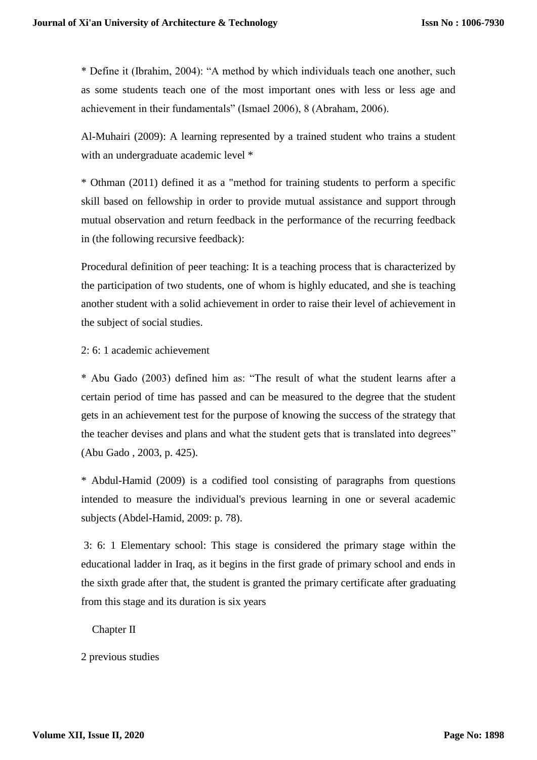* Define it (Ibrahim, 2004): “A method by which individuals teach one another, such as some students teach one of the most important ones with less or less age and achievement in their fundamentals” (Ismael 2006), 8 (Abraham, 2006).

Al-Muhairi (2009): A learning represented by a trained student who trains a student with an undergraduate academic level *

* Othman (2011) defined it as a "method for training students to perform a specific skill based on fellowship in order to provide mutual assistance and support through mutual observation and return feedback in the performance of the recurring feedback in (the following recursive feedback):

Procedural definition of peer teaching: It is a teaching process that is characterized by the participation of two students, one of whom is highly educated, and she is teaching another student with a solid achievement in order to raise their level of achievement in the subject of social studies.

2: 6: 1 academic achievement

* Abu Gado (2003) defined him as: “The result of what the student learns after a certain period of time has passed and can be measured to the degree that the student gets in an achievement test for the purpose of knowing the success of the strategy that the teacher devises and plans and what the student gets that is translated into degrees” (Abu Gado , 2003, p. 425).

* Abdul-Hamid (2009) is a codified tool consisting of paragraphs from questions intended to measure the individual's previous learning in one or several academic subjects (Abdel-Hamid, 2009: p. 78).

3: 6: 1 Elementary school: This stage is considered the primary stage within the educational ladder in Iraq, as it begins in the first grade of primary school and ends in the sixth grade after that, the student is granted the primary certificate after graduating from this stage and its duration is six years

## Chapter II

2 previous studies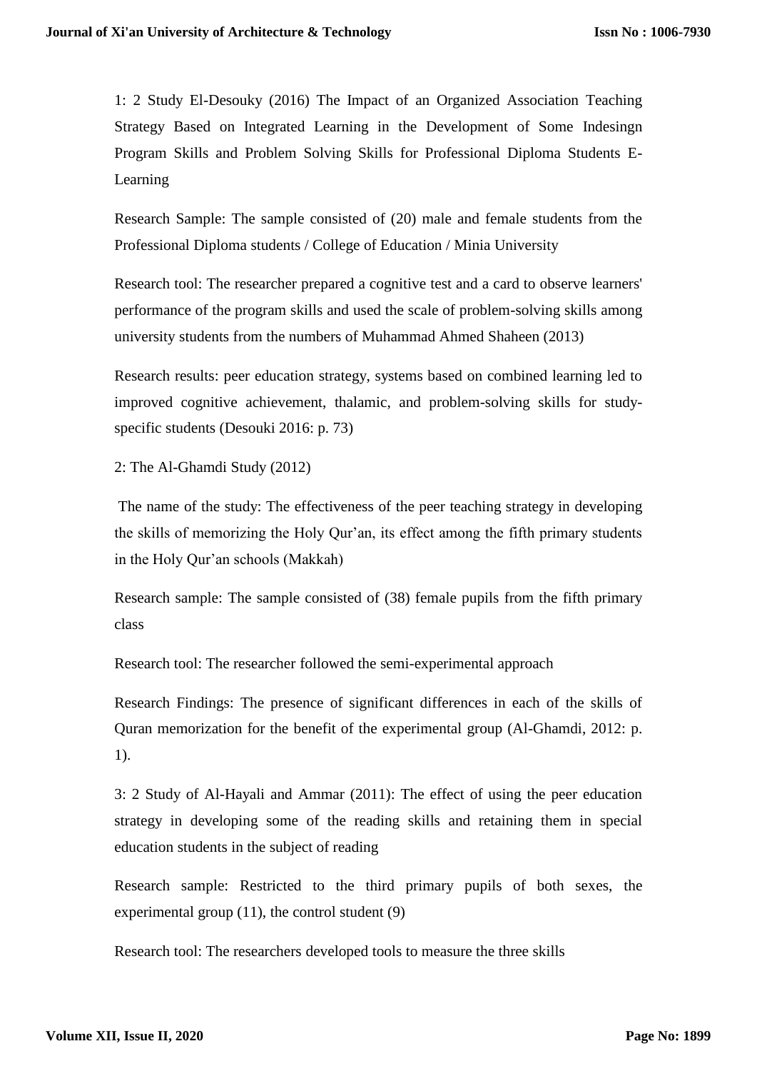1: 2 Study El-Desouky (2016) The Impact of an Organized Association Teaching Strategy Based on Integrated Learning in the Development of Some Indesingn Program Skills and Problem Solving Skills for Professional Diploma Students E-Learning

Research Sample: The sample consisted of (20) male and female students from the Professional Diploma students / College of Education / Minia University

Research tool: The researcher prepared a cognitive test and a card to observe learners' performance of the program skills and used the scale of problem-solving skills among university students from the numbers of Muhammad Ahmed Shaheen (2013)

Research results: peer education strategy, systems based on combined learning led to improved cognitive achievement, thalamic, and problem-solving skills for study-specific students (Desouki 2016: p. 73)

2: The Al-Ghamdi Study (2012)

The name of the study: The effectiveness of the peer teaching strategy in developing the skills of memorizing the Holy Qur'an, its effect among the fifth primary students in the Holy Qur'an schools (Makkah)

Research sample: The sample consisted of (38) female pupils from the fifth primary class

Research tool: The researcher followed the semi-experimental approach

Research Findings: The presence of significant differences in each of the skills of Quran memorization for the benefit of the experimental group (Al-Ghamdi, 2012: p. 1).

3: 2 Study of Al-Hayali and Ammar (2011): The effect of using the peer education strategy in developing some of the reading skills and retaining them in special education students in the subject of reading

Research sample: Restricted to the third primary pupils of both sexes, the experimental group (11), the control student (9)

Research tool: The researchers developed tools to measure the three skills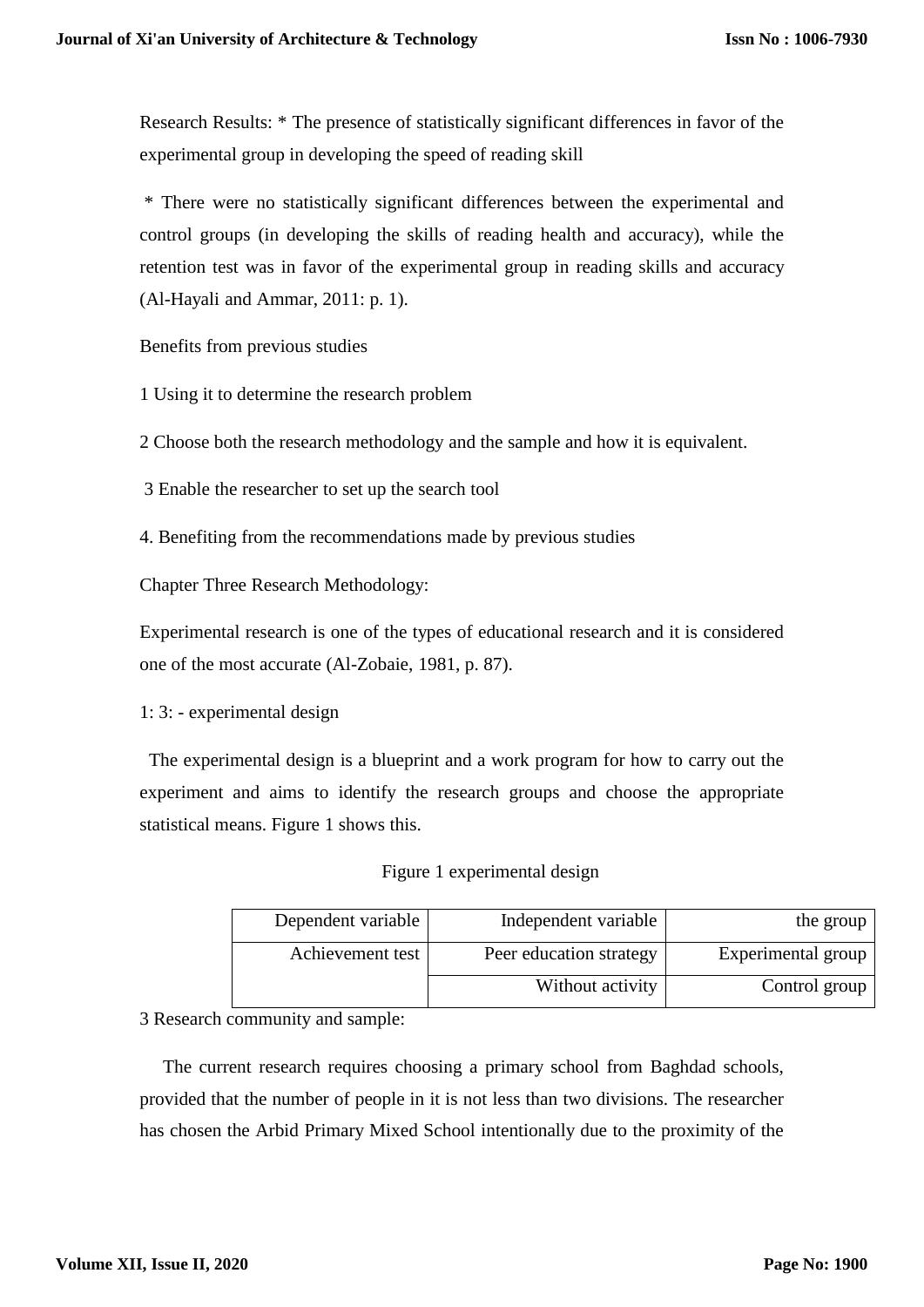Research Results: * The presence of statistically significant differences in favor of the experimental group in developing the speed of reading skill

* There were no statistically significant differences between the experimental and control groups (in developing the skills of reading health and accuracy), while the retention test was in favor of the experimental group in reading skills and accuracy (Al-Hayali and Ammar, 2011: p. 1).

Benefits from previous studies

1 Using it to determine the research problem

2 Choose both the research methodology and the sample and how it is equivalent.

3 Enable the researcher to set up the search tool

4. Benefiting from the recommendations made by previous studies

Chapter Three Research Methodology:

Experimental research is one of the types of educational research and it is considered one of the most accurate (Al-Zobaie, 1981, p. 87).

1: 3: - experimental design

The experimental design is a blueprint and a work program for how to carry out the experiment and aims to identify the research groups and choose the appropriate statistical means. Figure 1 shows this.

Figure 1 experimental design

| Dependent variable | Independent variable | the group |
|---|---|---|
| Achievement test | Peer education strategy | Experimental group |
| | Without activity | Control group |

3 Research community and sample:

The current research requires choosing a primary school from Baghdad schools, provided that the number of people in it is not less than two divisions. The researcher has chosen the Arbid Primary Mixed School intentionally due to the proximity of the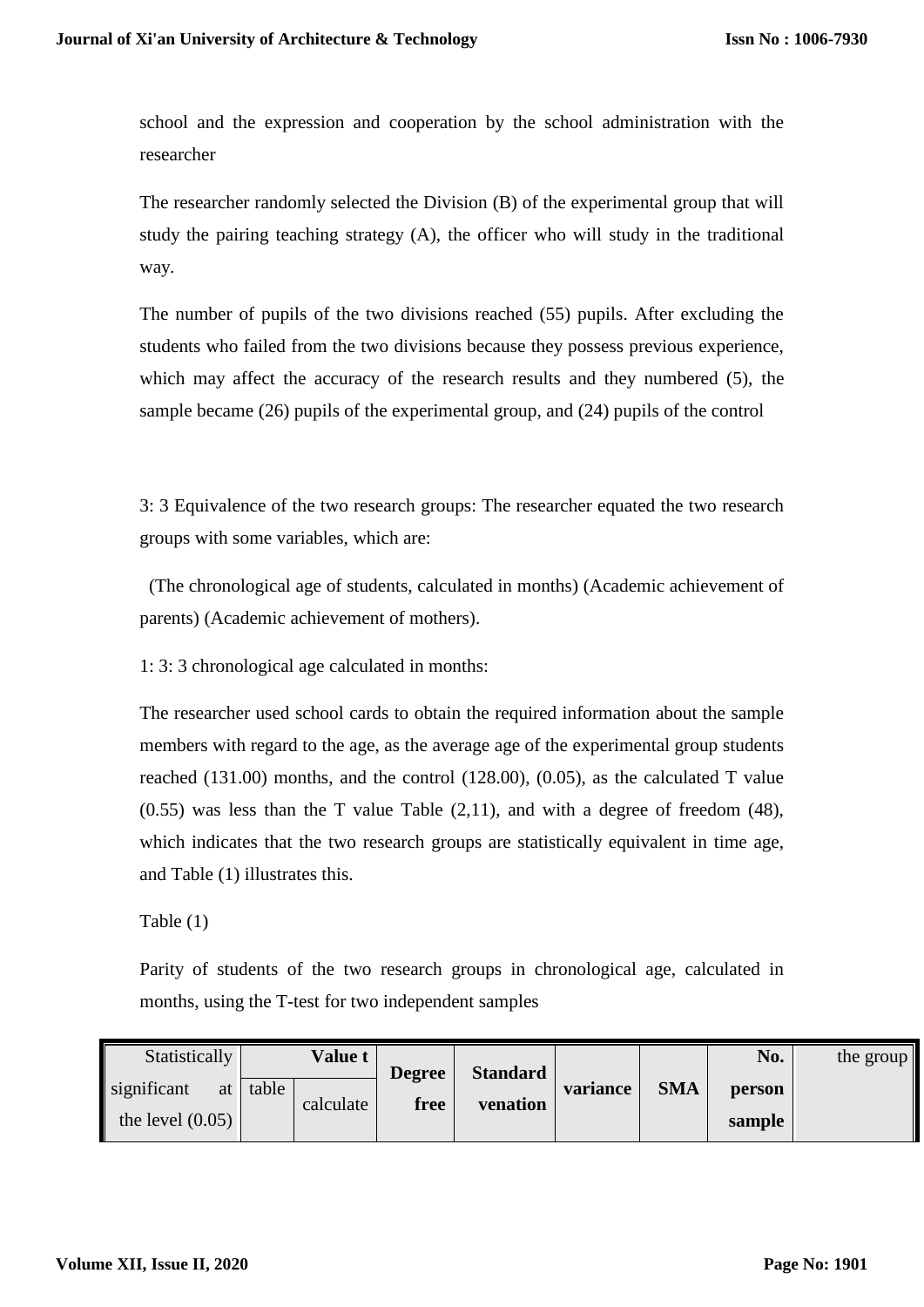school and the expression and cooperation by the school administration with the researcher

The researcher randomly selected the Division (B) of the experimental group that will study the pairing teaching strategy (A), the officer who will study in the traditional way.

The number of pupils of the two divisions reached (55) pupils. After excluding the students who failed from the two divisions because they possess previous experience, which may affect the accuracy of the research results and they numbered (5), the sample became (26) pupils of the experimental group, and (24) pupils of the control

3: 3 Equivalence of the two research groups: The researcher equated the two research groups with some variables, which are:

(The chronological age of students, calculated in months) (Academic achievement of parents) (Academic achievement of mothers).

1: 3: 3 chronological age calculated in months:

The researcher used school cards to obtain the required information about the sample members with regard to the age, as the average age of the experimental group students reached (131.00) months, and the control (128.00), (0.05), as the calculated T value (0.55) was less than the T value Table (2,11), and with a degree of freedom (48), which indicates that the two research groups are statistically equivalent in time age, and Table (1) illustrates this.

Table (1)

Parity of students of the two research groups in chronological age, calculated in months, using the T-test for two independent samples

| Statistically significant at the level (0.05) | **Value t** | | **Degree free** | **Standard venation** | **variance** | **SMA** | **No. person sample** | the group |
|---|---|---|---|---|---|---|---|---|
| | table | calculate | | | | | | |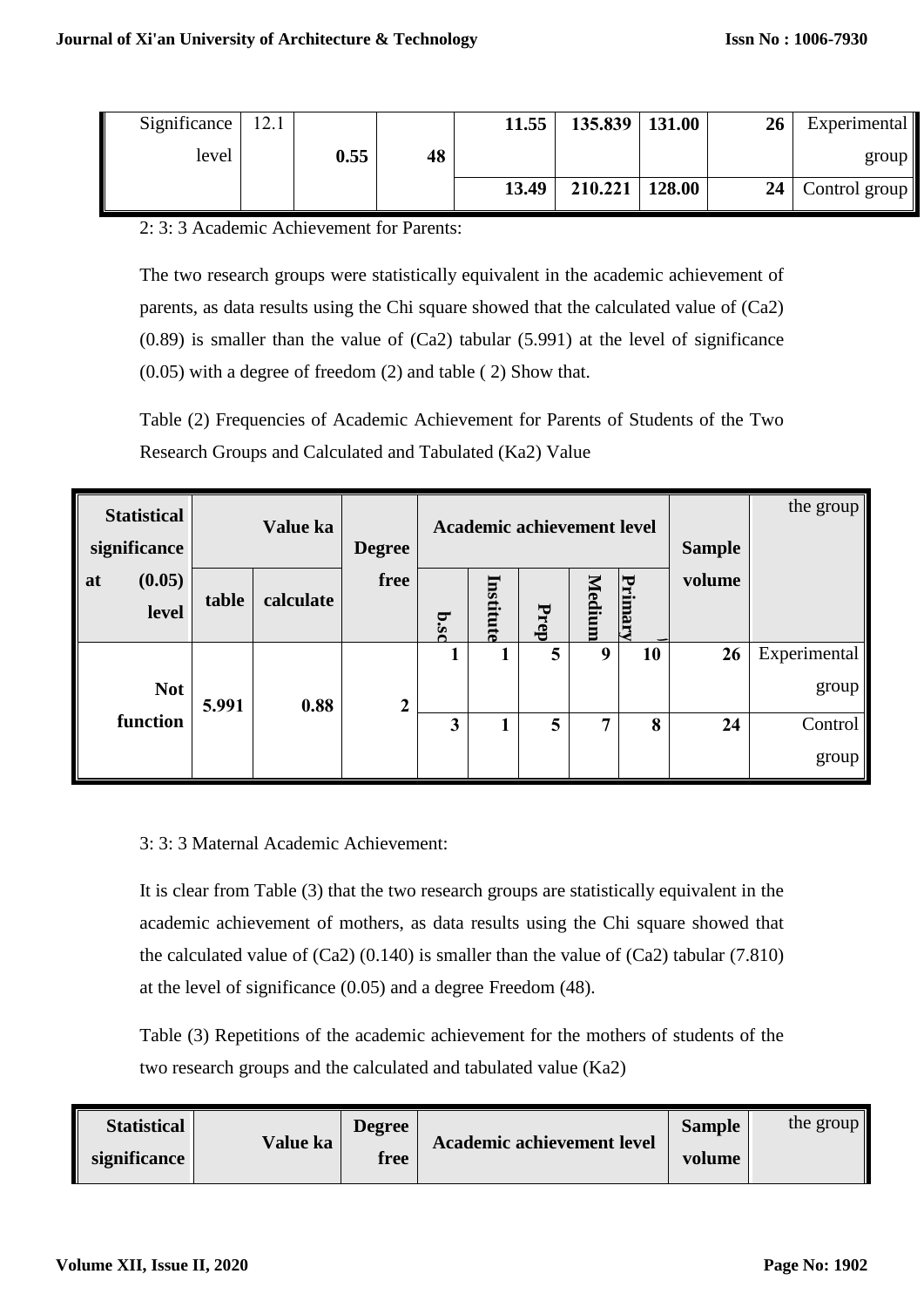| Significance level | 12.1 | 0.55 | 48 | 11.55 | 135.839 | 131.00 | 26 | Experimental group |
|---|---|---|---|---|---|---|---|---|
| | | | | 13.49 | 210.221 | 128.00 | 24 | Control group |

2: 3: 3 Academic Achievement for Parents:

The two research groups were statistically equivalent in the academic achievement of parents, as data results using the Chi square showed that the calculated value of (Ca2) (0.89) is smaller than the value of (Ca2) tabular (5.991) at the level of significance (0.05) with a degree of freedom (2) and table ( 2) Show that.

Table (2) Frequencies of Academic Achievement for Parents of Students of the Two Research Groups and Calculated and Tabulated (Ka2) Value

| Statistical significance at (0.05) level | Value ka | | Degree free | Academic achievement level | | | | | Sample volume | the group |
|---|---|---|---|---|---|---|---|---|---|---|
| | table | calculate | | b.sc | Institute | Prep | Medium | Primary | | |
| Not function | 5.991 | 0.88 | 2 | 1 | 1 | 5 | 9 | 10 | 26 | Experimental group |
| | | | | 3 | 1 | 5 | 7 | 8 | 24 | Control group |

3: 3: 3 Maternal Academic Achievement:

It is clear from Table (3) that the two research groups are statistically equivalent in the academic achievement of mothers, as data results using the Chi square showed that the calculated value of (Ca2) (0.140) is smaller than the value of (Ca2) tabular (7.810) at the level of significance (0.05) and a degree Freedom (48).

Table (3) Repetitions of the academic achievement for the mothers of students of the two research groups and the calculated and tabulated value (Ka2)

| Statistical significance | Value ka | Degree free | Academic achievement level | Sample volume | the group |
|---|---|---|---|---|---|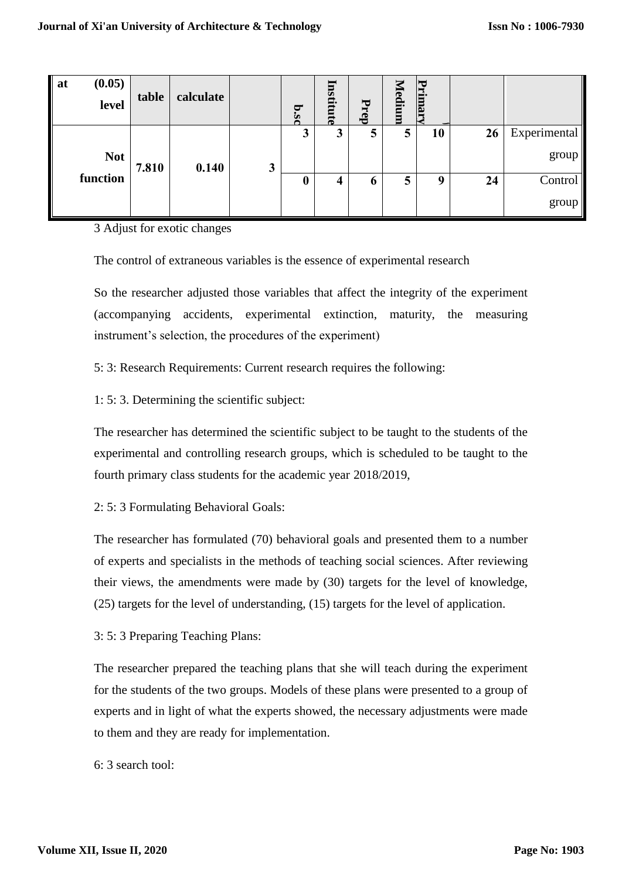| at (0.05) level | table | calculate | | b.sc | Institute | Prep | Medium | Primary | | |
|---|---|---|---|---|---|---|---|---|---|---|
| Not function | 7.810 | 0.140 | 3 | 3 | 3 | 5 | 5 | 10 | 26 | Experimental group |
| | | | | 0 | 4 | 6 | 5 | 9 | 24 | Control group |

3 Adjust for exotic changes

The control of extraneous variables is the essence of experimental research

So the researcher adjusted those variables that affect the integrity of the experiment (accompanying accidents, experimental extinction, maturity, the measuring instrument's selection, the procedures of the experiment)

5: 3: Research Requirements: Current research requires the following:

1: 5: 3. Determining the scientific subject:

The researcher has determined the scientific subject to be taught to the students of the experimental and controlling research groups, which is scheduled to be taught to the fourth primary class students for the academic year 2018/2019,

2: 5: 3 Formulating Behavioral Goals:

The researcher has formulated (70) behavioral goals and presented them to a number of experts and specialists in the methods of teaching social sciences. After reviewing their views, the amendments were made by (30) targets for the level of knowledge, (25) targets for the level of understanding, (15) targets for the level of application.

3: 5: 3 Preparing Teaching Plans:

The researcher prepared the teaching plans that she will teach during the experiment for the students of the two groups. Models of these plans were presented to a group of experts and in light of what the experts showed, the necessary adjustments were made to them and they are ready for implementation.

6: 3 search tool: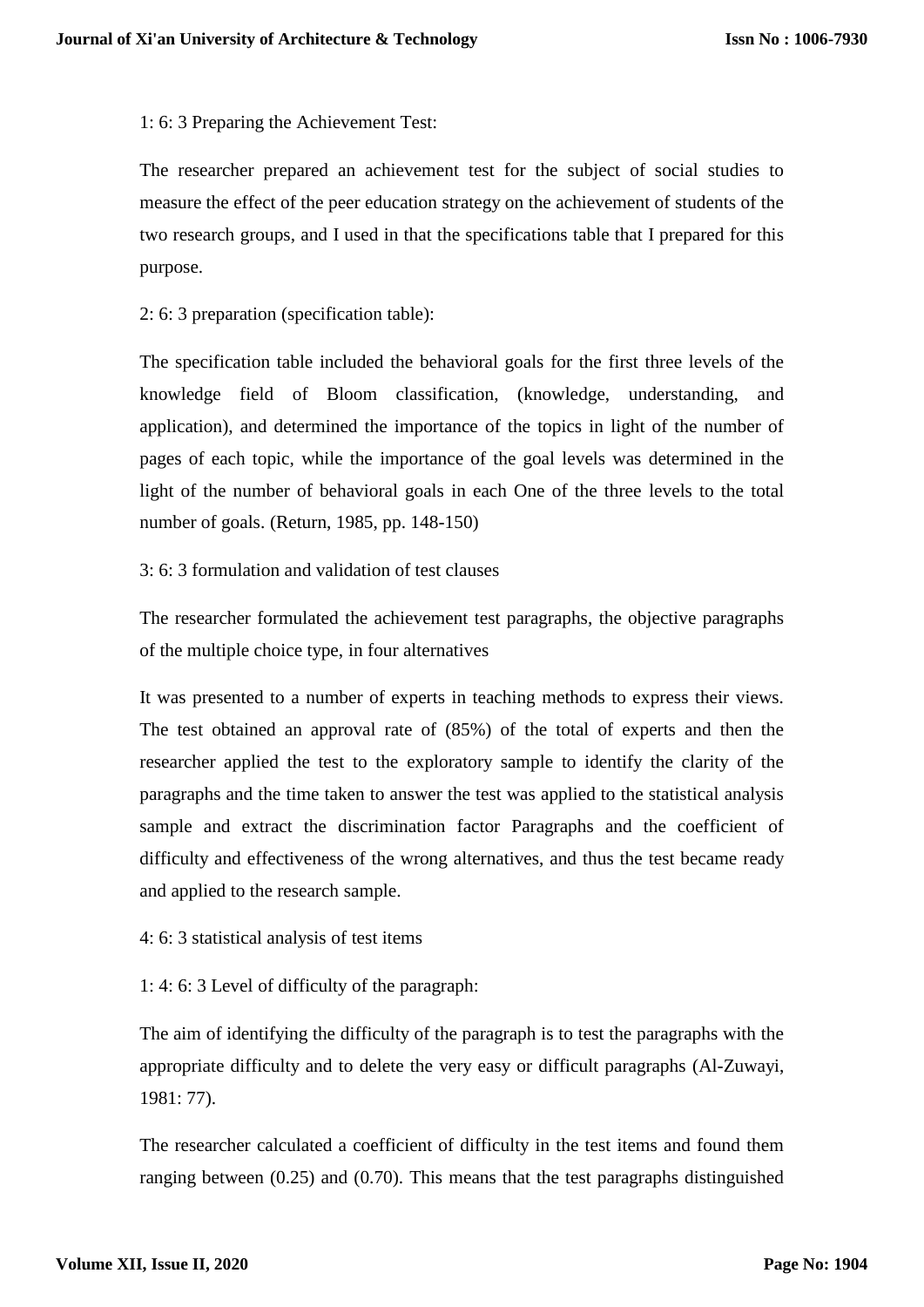1: 6: 3 Preparing the Achievement Test:

The researcher prepared an achievement test for the subject of social studies to measure the effect of the peer education strategy on the achievement of students of the two research groups, and I used in that the specifications table that I prepared for this purpose.

2: 6: 3 preparation (specification table):

The specification table included the behavioral goals for the first three levels of the knowledge field of Bloom classification, (knowledge, understanding, and application), and determined the importance of the topics in light of the number of pages of each topic, while the importance of the goal levels was determined in the light of the number of behavioral goals in each One of the three levels to the total number of goals. (Return, 1985, pp. 148-150)

3: 6: 3 formulation and validation of test clauses

The researcher formulated the achievement test paragraphs, the objective paragraphs of the multiple choice type, in four alternatives

It was presented to a number of experts in teaching methods to express their views. The test obtained an approval rate of (85%) of the total of experts and then the researcher applied the test to the exploratory sample to identify the clarity of the paragraphs and the time taken to answer the test was applied to the statistical analysis sample and extract the discrimination factor Paragraphs and the coefficient of difficulty and effectiveness of the wrong alternatives, and thus the test became ready and applied to the research sample.

4: 6: 3 statistical analysis of test items

1: 4: 6: 3 Level of difficulty of the paragraph:

The aim of identifying the difficulty of the paragraph is to test the paragraphs with the appropriate difficulty and to delete the very easy or difficult paragraphs (Al-Zuwayi, 1981: 77).

The researcher calculated a coefficient of difficulty in the test items and found them ranging between (0.25) and (0.70). This means that the test paragraphs distinguished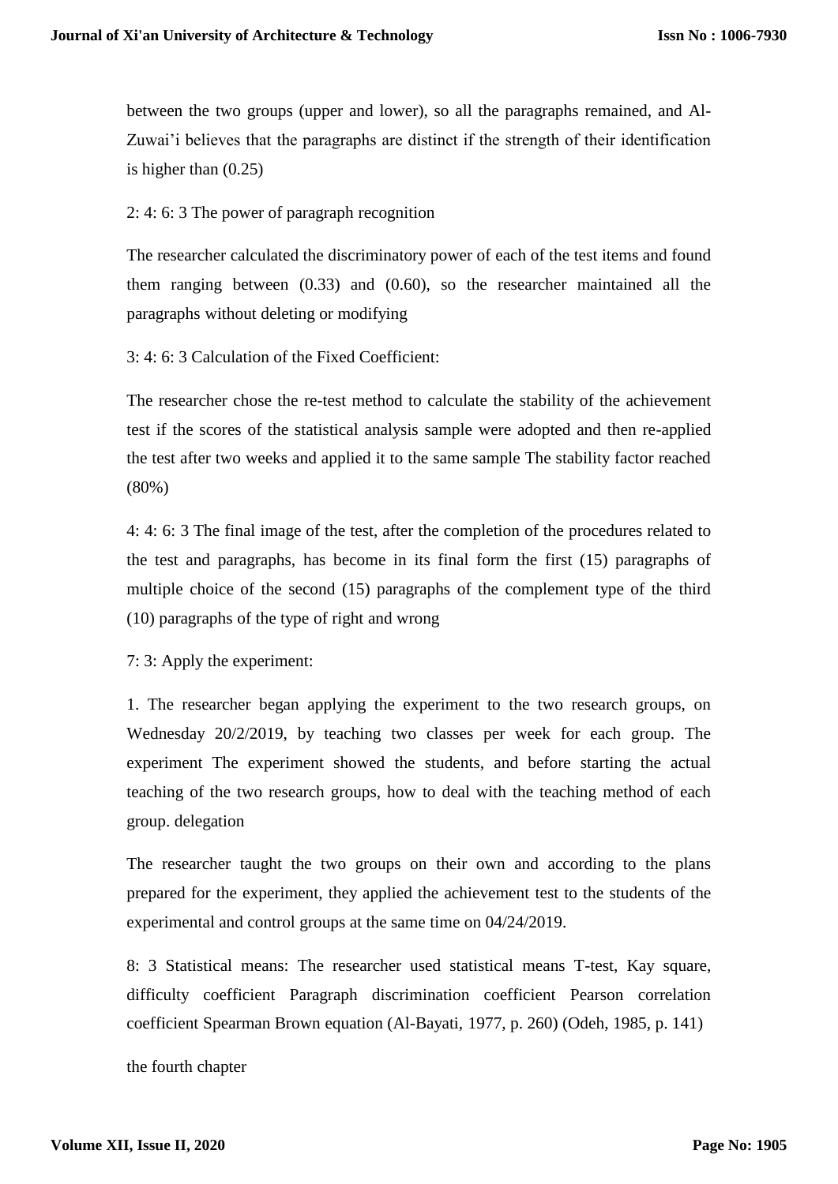between the two groups (upper and lower), so all the paragraphs remained, and Al-Zuwai'i believes that the paragraphs are distinct if the strength of their identification is higher than (0.25)

2: 4: 6: 3 The power of paragraph recognition

The researcher calculated the discriminatory power of each of the test items and found them ranging between (0.33) and (0.60), so the researcher maintained all the paragraphs without deleting or modifying

3: 4: 6: 3 Calculation of the Fixed Coefficient:

The researcher chose the re-test method to calculate the stability of the achievement test if the scores of the statistical analysis sample were adopted and then re-applied the test after two weeks and applied it to the same sample The stability factor reached (80%)

4: 4: 6: 3 The final image of the test, after the completion of the procedures related to the test and paragraphs, has become in its final form the first (15) paragraphs of multiple choice of the second (15) paragraphs of the complement type of the third (10) paragraphs of the type of right and wrong

7: 3: Apply the experiment:

1. The researcher began applying the experiment to the two research groups, on Wednesday 20/2/2019, by teaching two classes per week for each group. The experiment The experiment showed the students, and before starting the actual teaching of the two research groups, how to deal with the teaching method of each group. delegation

The researcher taught the two groups on their own and according to the plans prepared for the experiment, they applied the achievement test to the students of the experimental and control groups at the same time on 04/24/2019.

8: 3 Statistical means: The researcher used statistical means T-test, Kay square, difficulty coefficient Paragraph discrimination coefficient Pearson correlation coefficient Spearman Brown equation (Al-Bayati, 1977, p. 260) (Odeh, 1985, p. 141)

the fourth chapter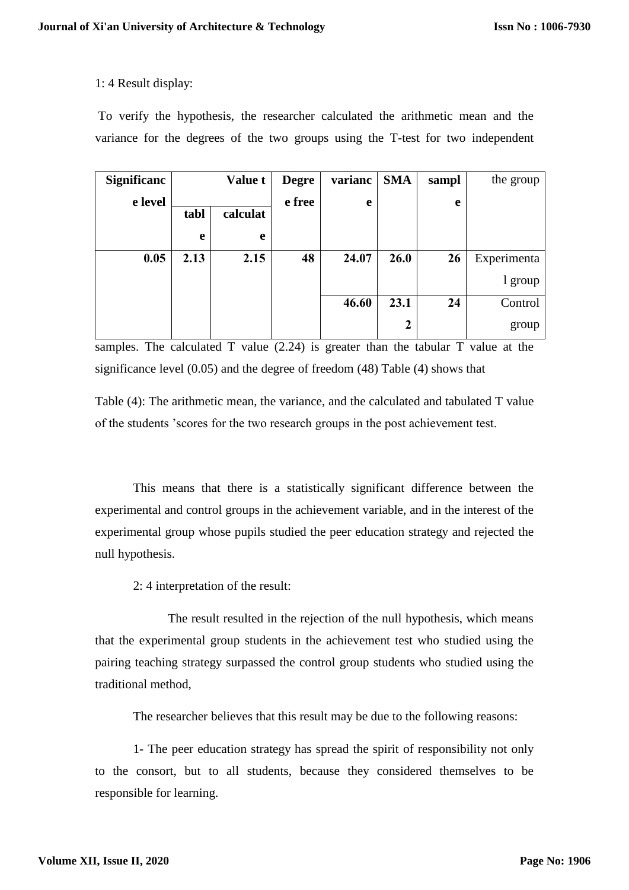1: 4 Result display:

To verify the hypothesis, the researcher calculated the arithmetic mean and the variance for the degrees of the two groups using the T-test for two independent

| Significance level | Value t | | Degree free | variance | SMA | sample | the group |
|---|---|---|---|---|---|---|---|
| | table | calculate | | | | | |
| 0.05 | 2.13 | 2.15 | 48 | 24.07 | 26.0 | 26 | Experimental group |
| | | | | 46.60 | 23.12 | 24 | Control group |

samples. The calculated T value (2.24) is greater than the tabular T value at the significance level (0.05) and the degree of freedom (48) Table (4) shows that

Table (4): The arithmetic mean, the variance, and the calculated and tabulated T value of the students 'scores for the two research groups in the post achievement test.

This means that there is a statistically significant difference between the experimental and control groups in the achievement variable, and in the interest of the experimental group whose pupils studied the peer education strategy and rejected the null hypothesis.

2: 4 interpretation of the result:

The result resulted in the rejection of the null hypothesis, which means that the experimental group students in the achievement test who studied using the pairing teaching strategy surpassed the control group students who studied using the traditional method,

The researcher believes that this result may be due to the following reasons:

1- The peer education strategy has spread the spirit of responsibility not only to the consort, but to all students, because they considered themselves to be responsible for learning.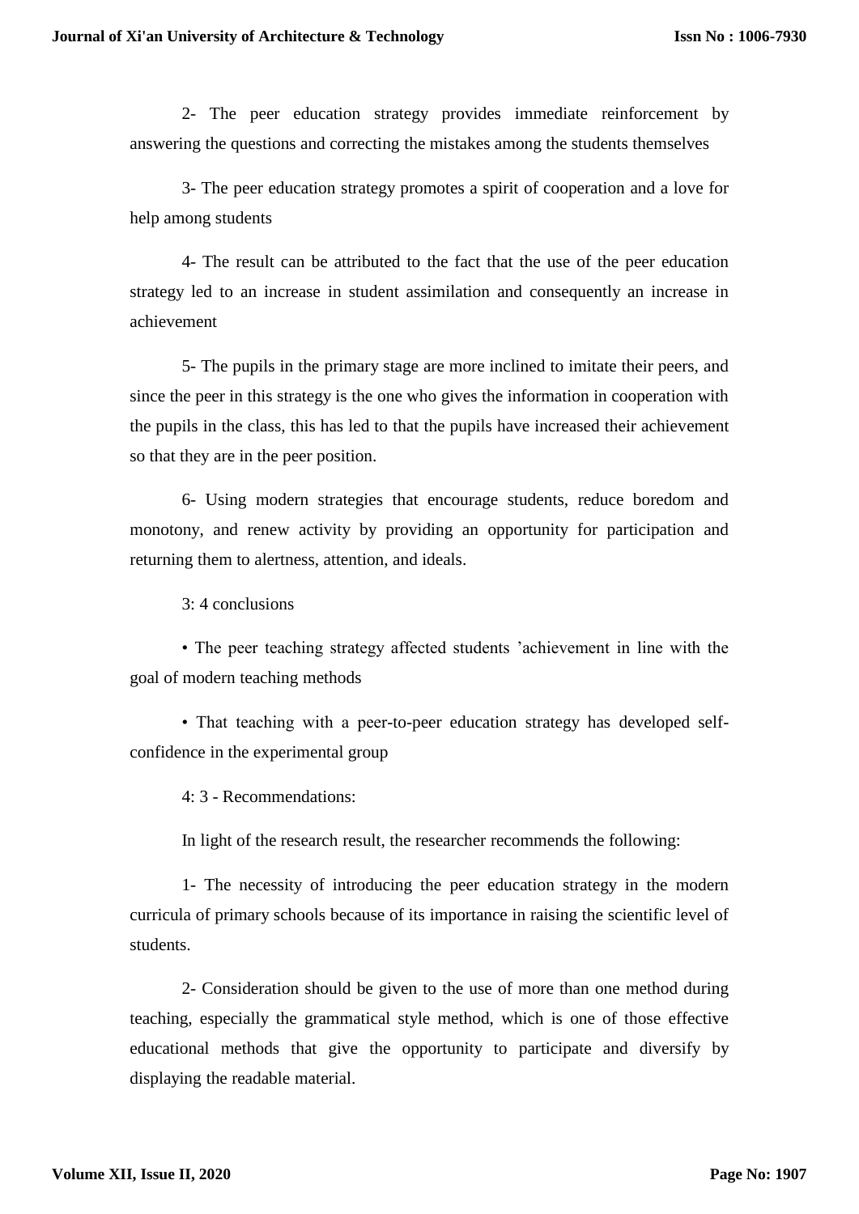2- The peer education strategy provides immediate reinforcement by answering the questions and correcting the mistakes among the students themselves

3- The peer education strategy promotes a spirit of cooperation and a love for help among students

4- The result can be attributed to the fact that the use of the peer education strategy led to an increase in student assimilation and consequently an increase in achievement

5- The pupils in the primary stage are more inclined to imitate their peers, and since the peer in this strategy is the one who gives the information in cooperation with the pupils in the class, this has led to that the pupils have increased their achievement so that they are in the peer position.

6- Using modern strategies that encourage students, reduce boredom and monotony, and renew activity by providing an opportunity for participation and returning them to alertness, attention, and ideals.

3: 4 conclusions

- The peer teaching strategy affected students 'achievement in line with the goal of modern teaching methods
- That teaching with a peer-to-peer education strategy has developed self-confidence in the experimental group

4: 3 - Recommendations:

In light of the research result, the researcher recommends the following:

1- The necessity of introducing the peer education strategy in the modern curricula of primary schools because of its importance in raising the scientific level of students.

2- Consideration should be given to the use of more than one method during teaching, especially the grammatical style method, which is one of those effective educational methods that give the opportunity to participate and diversify by displaying the readable material.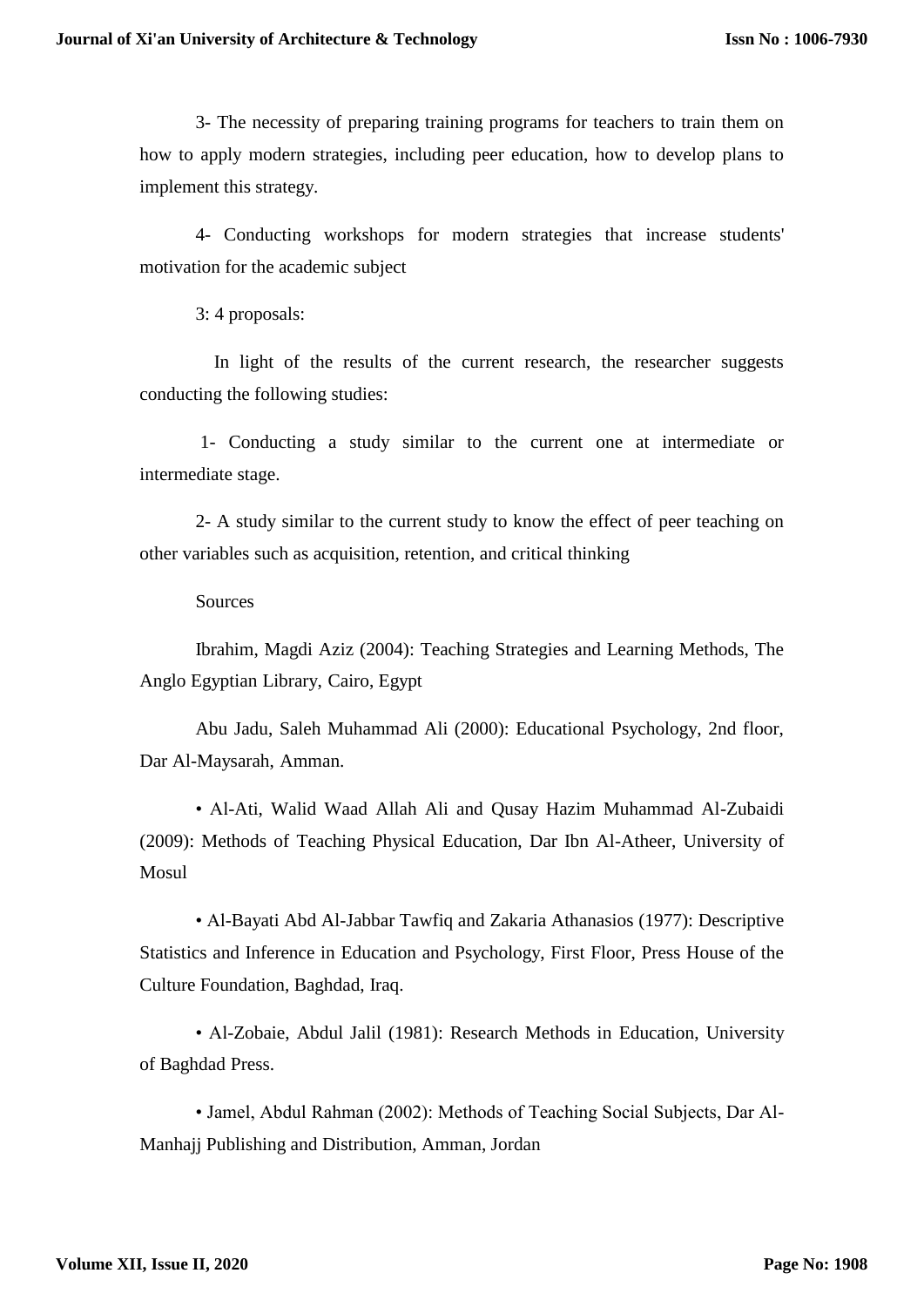3- The necessity of preparing training programs for teachers to train them on how to apply modern strategies, including peer education, how to develop plans to implement this strategy.

4- Conducting workshops for modern strategies that increase students' motivation for the academic subject

3: 4 proposals:

In light of the results of the current research, the researcher suggests conducting the following studies:

1- Conducting a study similar to the current one at intermediate or intermediate stage.

2- A study similar to the current study to know the effect of peer teaching on other variables such as acquisition, retention, and critical thinking

Sources

Ibrahim, Magdi Aziz (2004): Teaching Strategies and Learning Methods, The Anglo Egyptian Library, Cairo, Egypt

Abu Jadu, Saleh Muhammad Ali (2000): Educational Psychology, 2nd floor, Dar Al-Maysarah, Amman.

• Al-Ati, Walid Waad Allah Ali and Qusay Hazim Muhammad Al-Zubaidi (2009): Methods of Teaching Physical Education, Dar Ibn Al-Atheer, University of Mosul

• Al-Bayati Abd Al-Jabbar Tawfiq and Zakaria Athanasios (1977): Descriptive Statistics and Inference in Education and Psychology, First Floor, Press House of the Culture Foundation, Baghdad, Iraq.

• Al-Zobaie, Abdul Jalil (1981): Research Methods in Education, University of Baghdad Press.

• Jamel, Abdul Rahman (2002): Methods of Teaching Social Subjects, Dar Al-Manhajj Publishing and Distribution, Amman, Jordan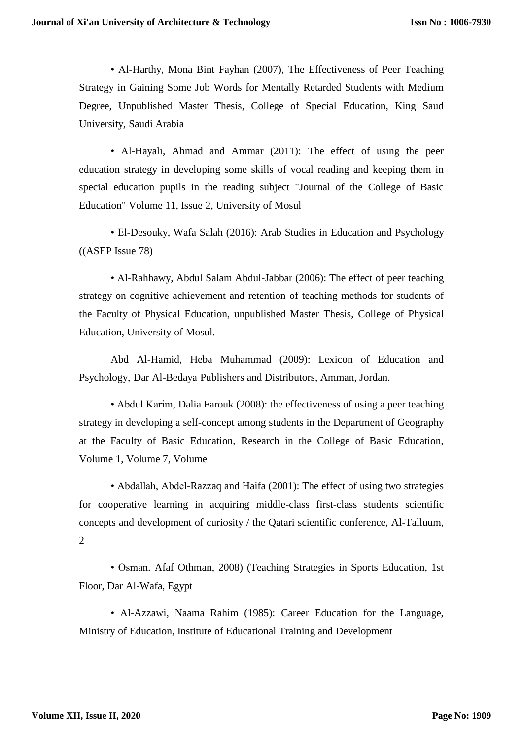• Al-Harthy, Mona Bint Fayhan (2007), The Effectiveness of Peer Teaching Strategy in Gaining Some Job Words for Mentally Retarded Students with Medium Degree, Unpublished Master Thesis, College of Special Education, King Saud University, Saudi Arabia

• Al-Hayali, Ahmad and Ammar (2011): The effect of using the peer education strategy in developing some skills of vocal reading and keeping them in special education pupils in the reading subject "Journal of the College of Basic Education" Volume 11, Issue 2, University of Mosul

• El-Desouky, Wafa Salah (2016): Arab Studies in Education and Psychology ((ASEP Issue 78)

• Al-Rahhawy, Abdul Salam Abdul-Jabbar (2006): The effect of peer teaching strategy on cognitive achievement and retention of teaching methods for students of the Faculty of Physical Education, unpublished Master Thesis, College of Physical Education, University of Mosul.

Abd Al-Hamid, Heba Muhammad (2009): Lexicon of Education and Psychology, Dar Al-Bedaya Publishers and Distributors, Amman, Jordan.

• Abdul Karim, Dalia Farouk (2008): the effectiveness of using a peer teaching strategy in developing a self-concept among students in the Department of Geography at the Faculty of Basic Education, Research in the College of Basic Education, Volume 1, Volume 7, Volume

• Abdallah, Abdel-Razzaq and Haifa (2001): The effect of using two strategies for cooperative learning in acquiring middle-class first-class students scientific concepts and development of curiosity / the Qatari scientific conference, Al-Talluum, 2

• Osman. Afaf Othman, 2008) (Teaching Strategies in Sports Education, 1st Floor, Dar Al-Wafa, Egypt

• Al-Azzawi, Naama Rahim (1985): Career Education for the Language, Ministry of Education, Institute of Educational Training and Development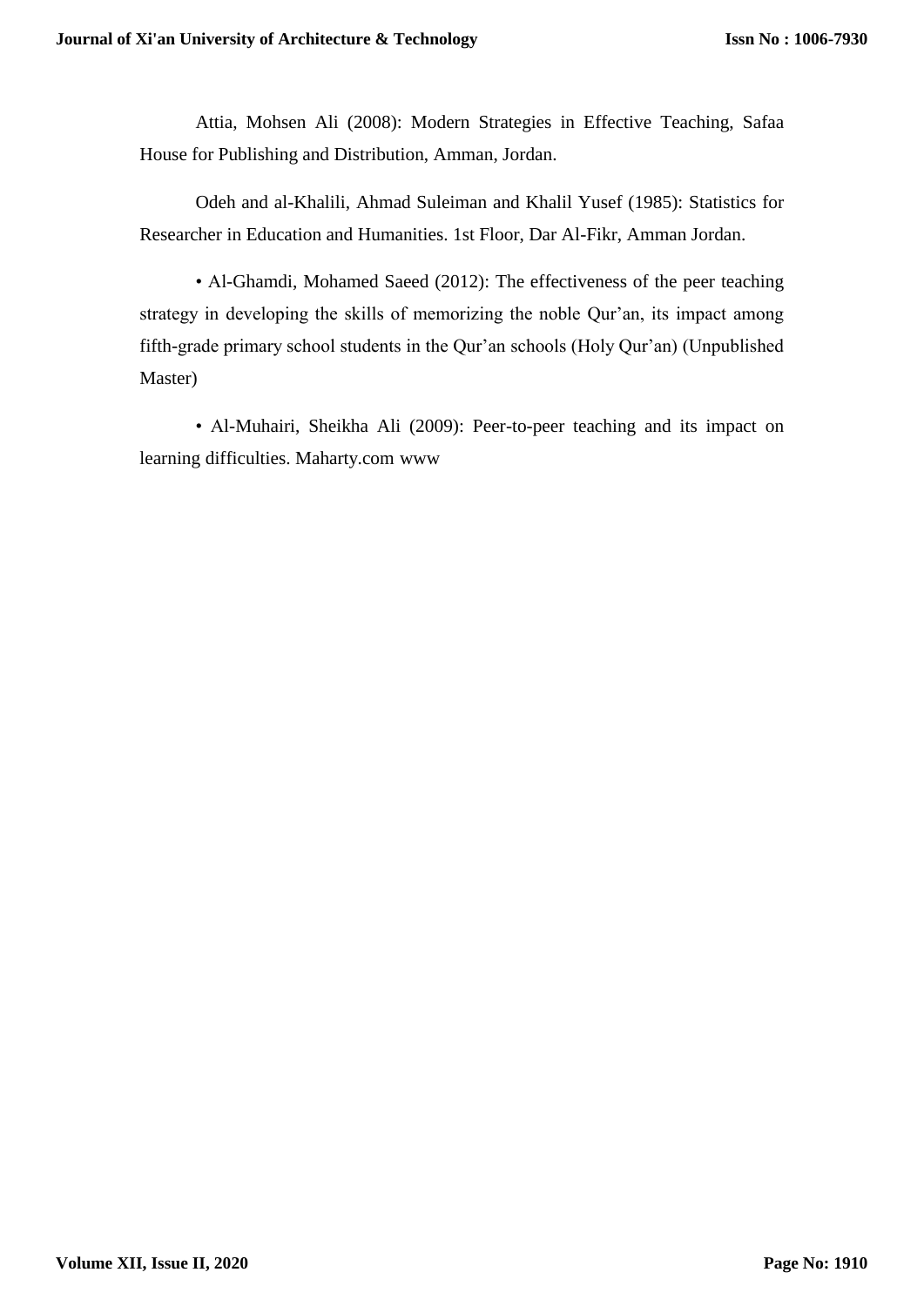Attia, Mohsen Ali (2008): Modern Strategies in Effective Teaching, Safaa House for Publishing and Distribution, Amman, Jordan.

Odeh and al-Khalili, Ahmad Suleiman and Khalil Yusef (1985): Statistics for Researcher in Education and Humanities. 1st Floor, Dar Al-Fikr, Amman Jordan.

• Al-Ghamdi, Mohamed Saeed (2012): The effectiveness of the peer teaching strategy in developing the skills of memorizing the noble Qur'an, its impact among fifth-grade primary school students in the Qur'an schools (Holy Qur'an) (Unpublished Master)

• Al-Muhairi, Sheikha Ali (2009): Peer-to-peer teaching and its impact on learning difficulties. Maharty.com www